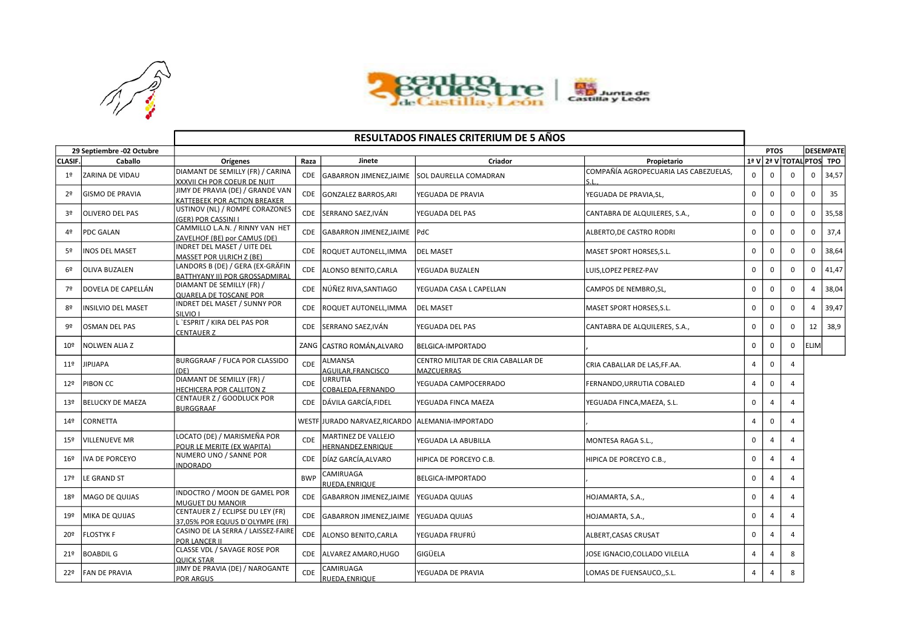# RESULTADOS FINALES CRITERIUM DE 5 AÑOS

| 29 Septiembre -02 Octubre | | | | | | | PTOS | | | DESEMPATE | |
|---|---|---|---|---|---|---|---|---|---|---|---|
| CLASIF. | Caballo | Orígenes | Raza | Jinete | Criador | Propietario | 1ª V | 2ª V | TOTAL | PTOS | TPO |
| 1º | ZARINA DE VIDAU | DIAMANT DE SEMILLY (FR) / CARINA XXXVII CH POR COEUR DE NUIT | CDE | GABARRON JIMENEZ,JAIME | SOL DAURELLA COMADRAN | COMPAÑÍA AGROPECUARIA LAS CABEZUELAS, S.L., | 0 | 0 | 0 | 0 | 34,57 |
| 2º | GISMO DE PRAVIA | JIMY DE PRAVIA (DE) / GRANDE VAN KATTEBEEK POR ACTION BREAKER | CDE | GONZALEZ BARROS,ARI | YEGUADA DE PRAVIA | YEGUADA DE PRAVIA,SL, | 0 | 0 | 0 | 0 | 35 |
| 3º | OLIVERO DEL PAS | USTINOV (NL) / ROMPE CORAZONES (GER) POR CASSINI I | CDE | SERRANO SAEZ,IVÁN | YEGUADA DEL PAS | CANTABRA DE ALQUILERES, S.A., | 0 | 0 | 0 | 0 | 35,58 |
| 4º | PDC GALAN | CAMMILLO L.A.N. / RINNY VAN HET ZAVELHOF (BE) por CAMUS (DE) | CDE | GABARRON JIMENEZ,JAIME | PdC | ALBERTO,DE CASTRO RODRI | 0 | 0 | 0 | 0 | 37,4 |
| 5º | INOS DEL MASET | INDRET DEL MASET / UITE DEL MASSET POR ULRICH Z (BE) | CDE | ROQUET AUTONELL,IMMA | DEL MASET | MASET SPORT HORSES,S.L. | 0 | 0 | 0 | 0 | 38,64 |
| 6º | OLIVA BUZALEN | LANDORS B (DE) / GERA (EX-GRÄFIN BATTHYANY II) POR GROSSADMIRAL | CDE | ALONSO BENITO,CARLA | YEGUADA BUZALEN | LUIS,LOPEZ PEREZ-PAV | 0 | 0 | 0 | 0 | 41,47 |
| 7º | DOVELA DE CAPELLÁN | DIAMANT DE SEMILLY (FR) / QUARELA DE TOSCANE POR | CDE | NÚÑEZ RIVA,SANTIAGO | YEGUADA CASA L CAPELLAN | CAMPOS DE NEMBRO,SL, | 0 | 0 | 0 | 4 | 38,04 |
| 8º | INSILVIO DEL MASET | INDRET DEL MASET / SUNNY POR SILVIO I | CDE | ROQUET AUTONELL,IMMA | DEL MASET | MASET SPORT HORSES,S.L. | 0 | 0 | 0 | 4 | 39,47 |
| 9º | OSMAN DEL PAS | L´ESPRIT / KIRA DEL PAS POR CENTAUER Z | CDE | SERRANO SAEZ,IVÁN | YEGUADA DEL PAS | CANTABRA DE ALQUILERES, S.A., | 0 | 0 | 0 | 12 | 38,9 |
| 10º | NOLWEN ALIA Z | | ZANG | CASTRO ROMÁN,ALVARO | BELGICA-IMPORTADO | , | 0 | 0 | 0 | ELIM | |
| 11º | JIPIJAPA | BURGGRAAF / FUCA POR CLASSIDO (DE) | CDE | ALMANSA AGUILAR,FRANCISCO | CENTRO MILITAR DE CRIA CABALLAR DE MAZCUERRAS | CRIA CABALLAR DE LAS,FF.AA. | 4 | 0 | 4 | | |
| 12º | PIBON CC | DIAMANT DE SEMILLY (FR) / HECHICERA POR CALLITON Z | CDE | URRUTIA COBALEDA,FERNANDO | YEGUADA CAMPOCERRADO | FERNANDO,URRUTIA COBALED | 4 | 0 | 4 | | |
| 13º | BELUCKY DE MAEZA | CENTAUER Z / GOODLUCK POR BURGGRAAF | CDE | DÁVILA GARCÍA,FIDEL | YEGUADA FINCA MAEZA | YEGUADA FINCA,MAEZA, S.L. | 0 | 4 | 4 | | |
| 14º | CORNETTA | | WESTF | JURADO NARVAEZ,RICARDO | ALEMANIA-IMPORTADO | , | 4 | 0 | 4 | | |
| 15º | VILLENUEVE MR | LOCATO (DE) / MARISMEÑA POR POUR LE MERITE (EX WAPITA) | CDE | MARTINEZ DE VALLEJO HERNANDEZ,ENRIQUE | YEGUADA LA ABUBILLA | MONTESA RAGA S.L., | 0 | 4 | 4 | | |
| 16º | IVA DE PORCEYO | NUMERO UNO / SANNE POR INDORADO | CDE | DÍAZ GARCÍA,ALVARO | HIPICA DE PORCEYO C.B. | HIPICA DE PORCEYO C.B., | 0 | 4 | 4 | | |
| 17º | LE GRAND ST | | BWP | CAMIRUAGA RUEDA,ENRIQUE | BELGICA-IMPORTADO | , | 0 | 4 | 4 | | |
| 18º | MAGO DE QUIJAS | INDOCTRO / MOON DE GAMEL POR MUGUET DU MANOIR | CDE | GABARRON JIMENEZ,JAIME | YEGUADA QUIJAS | HOJAMARTA, S.A., | 0 | 4 | 4 | | |
| 19º | MIKA DE QUIJAS | CENTAUER Z / ECLIPSE DU LEY (FR) 37,05% POR EQUUS D´OLYMPE (FR) | CDE | GABARRON JIMENEZ,JAIME | YEGUADA QUIJAS | HOJAMARTA, S.A., | 0 | 4 | 4 | | |
| 20º | FLOSTYK F | CASINO DE LA SERRA / LAISSEZ-FAIRE POR LANCER II | CDE | ALONSO BENITO,CARLA | YEGUADA FRUFRÚ | ALBERT,CASAS CRUSAT | 0 | 4 | 4 | | |
| 21º | BOABDIL G | CLASSE VDL / SAVAGE ROSE POR QUICK STAR | CDE | ALVAREZ AMARO,HUGO | GIGÜELA | JOSE IGNACIO,COLLADO VILELLA | 4 | 4 | 8 | | |
| 22º | FAN DE PRAVIA | JIMY DE PRAVIA (DE) / NAROGANTE POR ARGUS | CDE | CAMIRUAGA RUEDA,ENRIQUE | YEGUADA DE PRAVIA | LOMAS DE FUENSAUCO,,S.L. | 4 | 4 | 8 | | |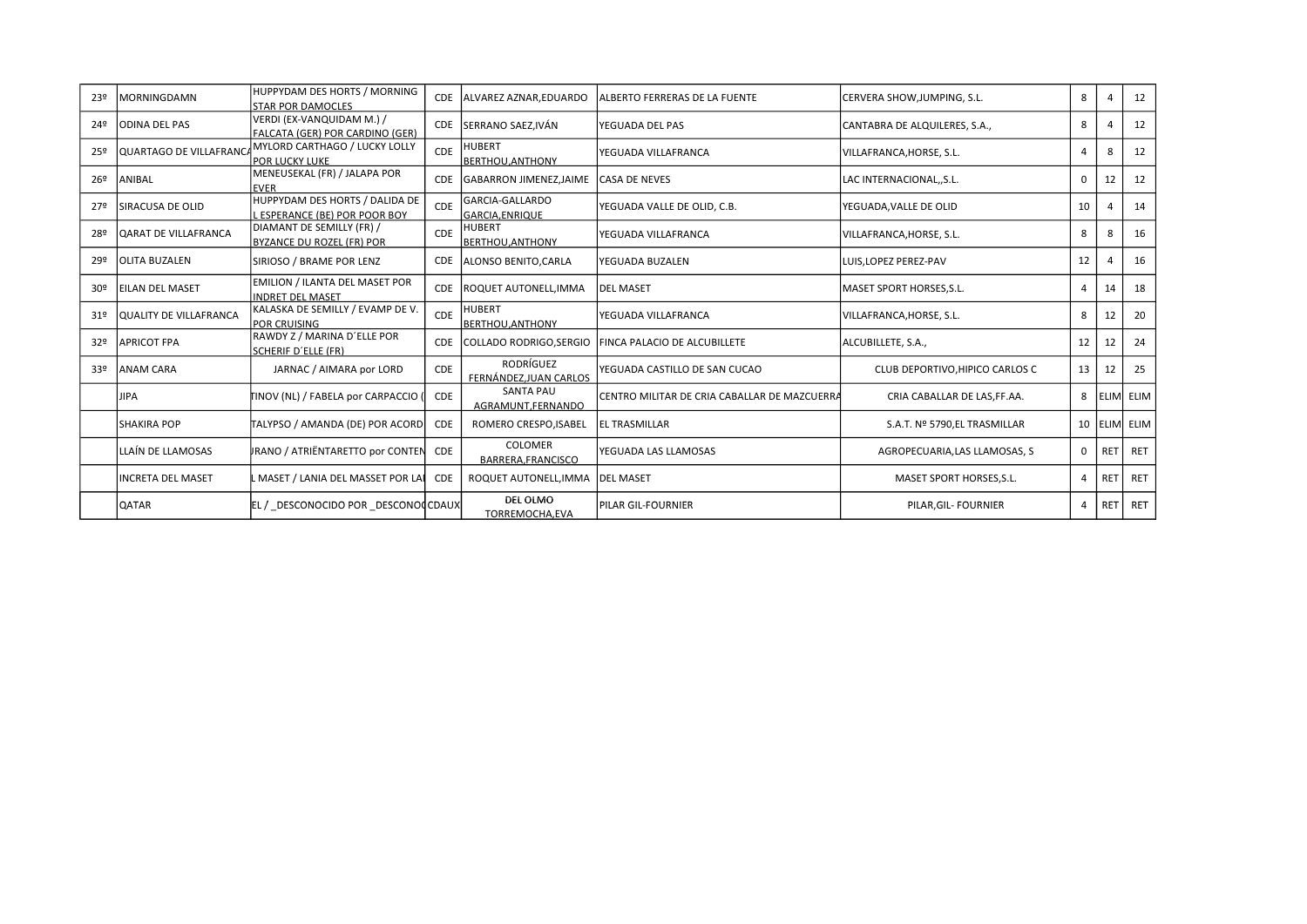| | | | | | | | | | |
|---|---|---|---|---|---|---|---|---|---|
| 23º | MORNINGDAMN | HUPPYDAM DES HORTS / MORNING STAR POR DAMOCLES | CDE | ALVAREZ AZNAR,EDUARDO | ALBERTO FERRERAS DE LA FUENTE | CERVERA SHOW,JUMPING, S.L. | 8 | 4 | 12 |
| 24º | ODINA DEL PAS | VERDI (EX-VANQUIDAM M.) / FALCATA (GER) POR CARDINO (GER) | CDE | SERRANO SAEZ,IVÁN | YEGUADA DEL PAS | CANTABRA DE ALQUILERES, S.A., | 8 | 4 | 12 |
| 25º | QUARTAGO DE VILLAFRANCA | MYLORD CARTHAGO / LUCKY LOLLY POR LUCKY LUKE | CDE | HUBERT BERTHOU,ANTHONY | YEGUADA VILLAFRANCA | VILLAFRANCA,HORSE, S.L. | 4 | 8 | 12 |
| 26º | ANIBAL | MENEUSEKAL (FR) / JALAPA POR EVER | CDE | GABARRON JIMENEZ,JAIME | CASA DE NEVES | LAC INTERNACIONAL,,S.L. | 0 | 12 | 12 |
| 27º | SIRACUSA DE OLID | HUPPYDAM DES HORTS / DALIDA DE L ESPERANCE (BE) POR POOR BOY | CDE | GARCIA-GALLARDO GARCIA,ENRIQUE | YEGUADA VALLE DE OLID, C.B. | YEGUADA,VALLE DE OLID | 10 | 4 | 14 |
| 28º | QARAT DE VILLAFRANCA | DIAMANT DE SEMILLY (FR) / BYZANCE DU ROZEL (FR) POR | CDE | HUBERT BERTHOU,ANTHONY | YEGUADA VILLAFRANCA | VILLAFRANCA,HORSE, S.L. | 8 | 8 | 16 |
| 29º | OLITA BUZALEN | SIRIOSO / BRAME POR LENZ | CDE | ALONSO BENITO,CARLA | YEGUADA BUZALEN | LUIS,LOPEZ PEREZ-PAV | 12 | 4 | 16 |
| 30º | EILAN DEL MASET | EMILION / ILANTA DEL MASET POR INDRET DEL MASET | CDE | ROQUET AUTONELL,IMMA | DEL MASET | MASET SPORT HORSES,S.L. | 4 | 14 | 18 |
| 31º | QUALITY DE VILLAFRANCA | KALASKA DE SEMILLY / EVAMP DE V. POR CRUISING | CDE | HUBERT BERTHOU,ANTHONY | YEGUADA VILLAFRANCA | VILLAFRANCA,HORSE, S.L. | 8 | 12 | 20 |
| 32º | APRICOT FPA | RAWDY Z / MARINA D´ELLE POR SCHERIF D´ELLE (FR) | CDE | COLLADO RODRIGO,SERGIO | FINCA PALACIO DE ALCUBILLETE | ALCUBILLETE, S.A., | 12 | 12 | 24 |
| 33º | ANAM CARA | JARNAC / AIMARA por LORD | CDE | RODRÍGUEZ FERNÁNDEZ,JUAN CARLOS | YEGUADA CASTILLO DE SAN CUCAO | CLUB DEPORTIVO,HIPICO CARLOS C | 13 | 12 | 25 |
| | JIPA | TINOV (NL) / FABELA por CARPACCIO ( | CDE | SANTA PAU AGRAMUNT,FERNANDO | CENTRO MILITAR DE CRIA CABALLAR DE MAZCUERRA | CRIA CABALLAR DE LAS,FF.AA. | 8 | ELIM | ELIM |
| | SHAKIRA POP | TALYPSO / AMANDA (DE) POR ACORD | CDE | ROMERO CRESPO,ISABEL | EL TRASMILLAR | S.A.T. Nº 5790,EL TRASMILLAR | 10 | ELIM | ELIM |
| | LLAÍN DE LLAMOSAS | URANO / ATRIËNTARETTO por CONTEN | CDE | COLOMER BARRERA,FRANCISCO | YEGUADA LAS LLAMOSAS | AGROPECUARIA,LAS LLAMOSAS, S | 0 | RET | RET |
| | INCRETA DEL MASET | L MASET / LANIA DEL MASSET POR LA | CDE | ROQUET AUTONELL,IMMA | DEL MASET | MASET SPORT HORSES,S.L. | 4 | RET | RET |
| | QATAR | EL / _DESCONOCIDO POR _DESCONOC | CDAUX | DEL OLMO TORREMOCHA,EVA | PILAR GIL-FOURNIER | PILAR,GIL- FOURNIER | 4 | RET | RET |